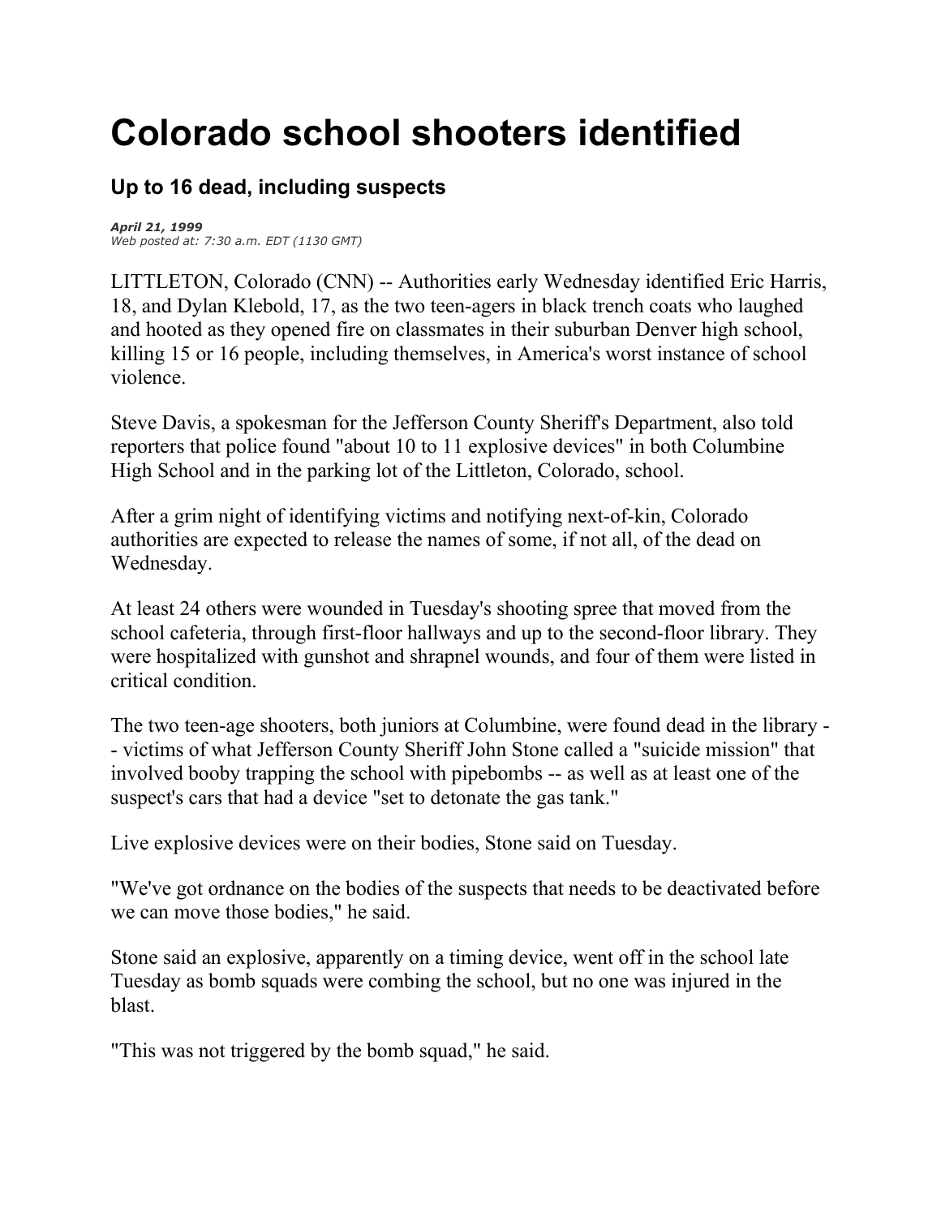# Colorado school shooters identified

## Up to 16 dead, including suspects

***April 21, 1999***
*Web posted at: 7:30 a.m. EDT (1130 GMT)*

LITTLETON, Colorado (CNN) -- Authorities early Wednesday identified Eric Harris, 18, and Dylan Klebold, 17, as the two teen-agers in black trench coats who laughed and hooted as they opened fire on classmates in their suburban Denver high school, killing 15 or 16 people, including themselves, in America's worst instance of school violence.

Steve Davis, a spokesman for the Jefferson County Sheriff's Department, also told reporters that police found "about 10 to 11 explosive devices" in both Columbine High School and in the parking lot of the Littleton, Colorado, school.

After a grim night of identifying victims and notifying next-of-kin, Colorado authorities are expected to release the names of some, if not all, of the dead on Wednesday.

At least 24 others were wounded in Tuesday's shooting spree that moved from the school cafeteria, through first-floor hallways and up to the second-floor library. They were hospitalized with gunshot and shrapnel wounds, and four of them were listed in critical condition.

The two teen-age shooters, both juniors at Columbine, were found dead in the library -- victims of what Jefferson County Sheriff John Stone called a "suicide mission" that involved booby trapping the school with pipebombs -- as well as at least one of the suspect's cars that had a device "set to detonate the gas tank."

Live explosive devices were on their bodies, Stone said on Tuesday.

"We've got ordnance on the bodies of the suspects that needs to be deactivated before we can move those bodies," he said.

Stone said an explosive, apparently on a timing device, went off in the school late Tuesday as bomb squads were combing the school, but no one was injured in the blast.

"This was not triggered by the bomb squad," he said.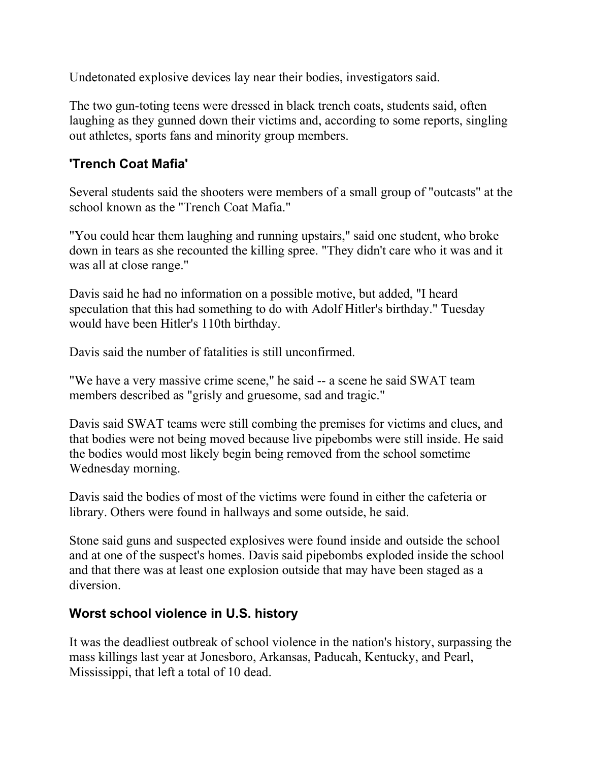Undetonated explosive devices lay near their bodies, investigators said.

The two gun-toting teens were dressed in black trench coats, students said, often laughing as they gunned down their victims and, according to some reports, singling out athletes, sports fans and minority group members.

## 'Trench Coat Mafia'

Several students said the shooters were members of a small group of "outcasts" at the school known as the "Trench Coat Mafia."

"You could hear them laughing and running upstairs," said one student, who broke down in tears as she recounted the killing spree. "They didn't care who it was and it was all at close range."

Davis said he had no information on a possible motive, but added, "I heard speculation that this had something to do with Adolf Hitler's birthday." Tuesday would have been Hitler's 110th birthday.

Davis said the number of fatalities is still unconfirmed.

"We have a very massive crime scene," he said -- a scene he said SWAT team members described as "grisly and gruesome, sad and tragic."

Davis said SWAT teams were still combing the premises for victims and clues, and that bodies were not being moved because live pipebombs were still inside. He said the bodies would most likely begin being removed from the school sometime Wednesday morning.

Davis said the bodies of most of the victims were found in either the cafeteria or library. Others were found in hallways and some outside, he said.

Stone said guns and suspected explosives were found inside and outside the school and at one of the suspect's homes. Davis said pipebombs exploded inside the school and that there was at least one explosion outside that may have been staged as a diversion.

## Worst school violence in U.S. history

It was the deadliest outbreak of school violence in the nation's history, surpassing the mass killings last year at Jonesboro, Arkansas, Paducah, Kentucky, and Pearl, Mississippi, that left a total of 10 dead.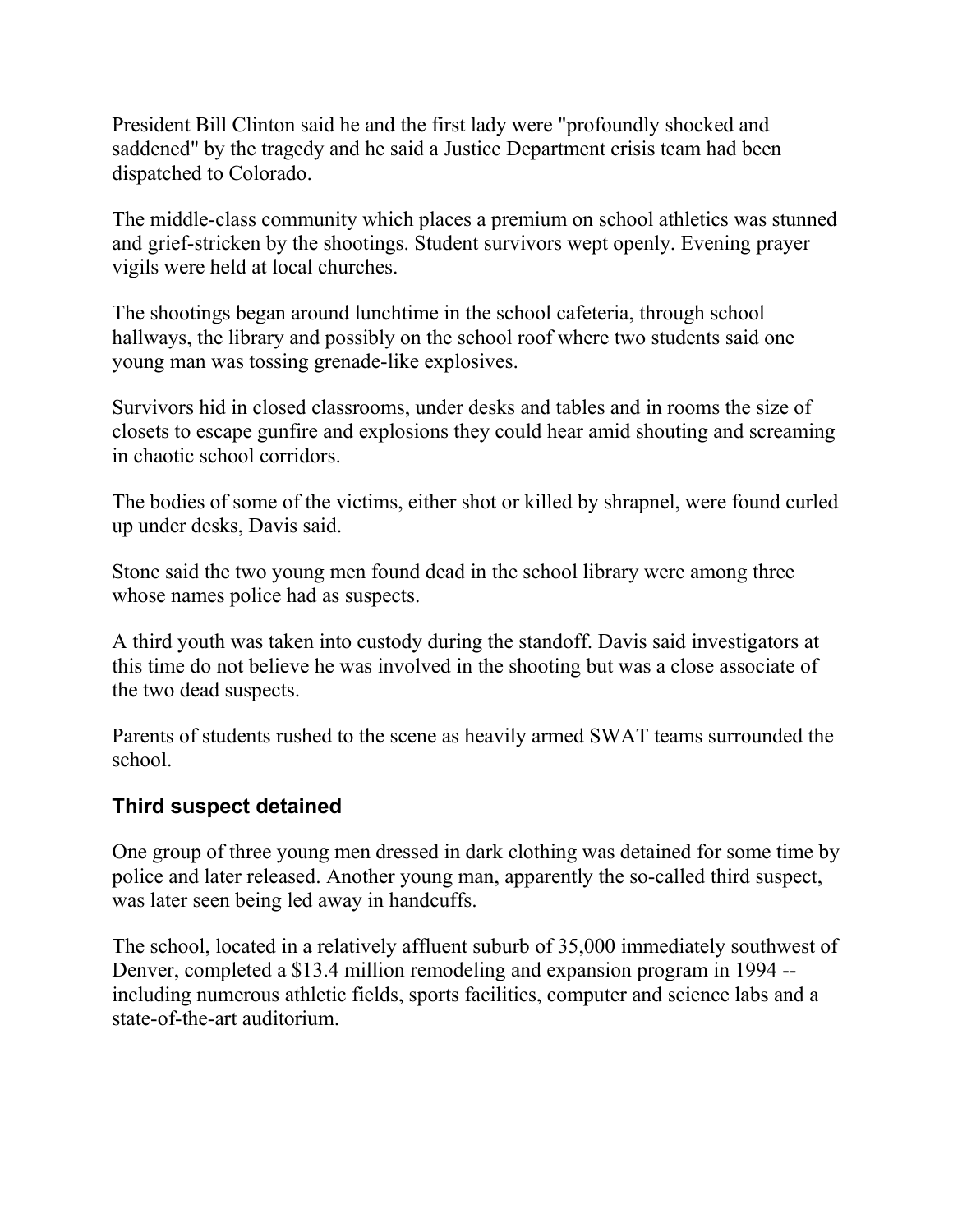President Bill Clinton said he and the first lady were "profoundly shocked and saddened" by the tragedy and he said a Justice Department crisis team had been dispatched to Colorado.

The middle-class community which places a premium on school athletics was stunned and grief-stricken by the shootings. Student survivors wept openly. Evening prayer vigils were held at local churches.

The shootings began around lunchtime in the school cafeteria, through school hallways, the library and possibly on the school roof where two students said one young man was tossing grenade-like explosives.

Survivors hid in closed classrooms, under desks and tables and in rooms the size of closets to escape gunfire and explosions they could hear amid shouting and screaming in chaotic school corridors.

The bodies of some of the victims, either shot or killed by shrapnel, were found curled up under desks, Davis said.

Stone said the two young men found dead in the school library were among three whose names police had as suspects.

A third youth was taken into custody during the standoff. Davis said investigators at this time do not believe he was involved in the shooting but was a close associate of the two dead suspects.

Parents of students rushed to the scene as heavily armed SWAT teams surrounded the school.

### Third suspect detained

One group of three young men dressed in dark clothing was detained for some time by police and later released. Another young man, apparently the so-called third suspect, was later seen being led away in handcuffs.

The school, located in a relatively affluent suburb of 35,000 immediately southwest of Denver, completed a $13.4 million remodeling and expansion program in 1994 -- including numerous athletic fields, sports facilities, computer and science labs and a state-of-the-art auditorium.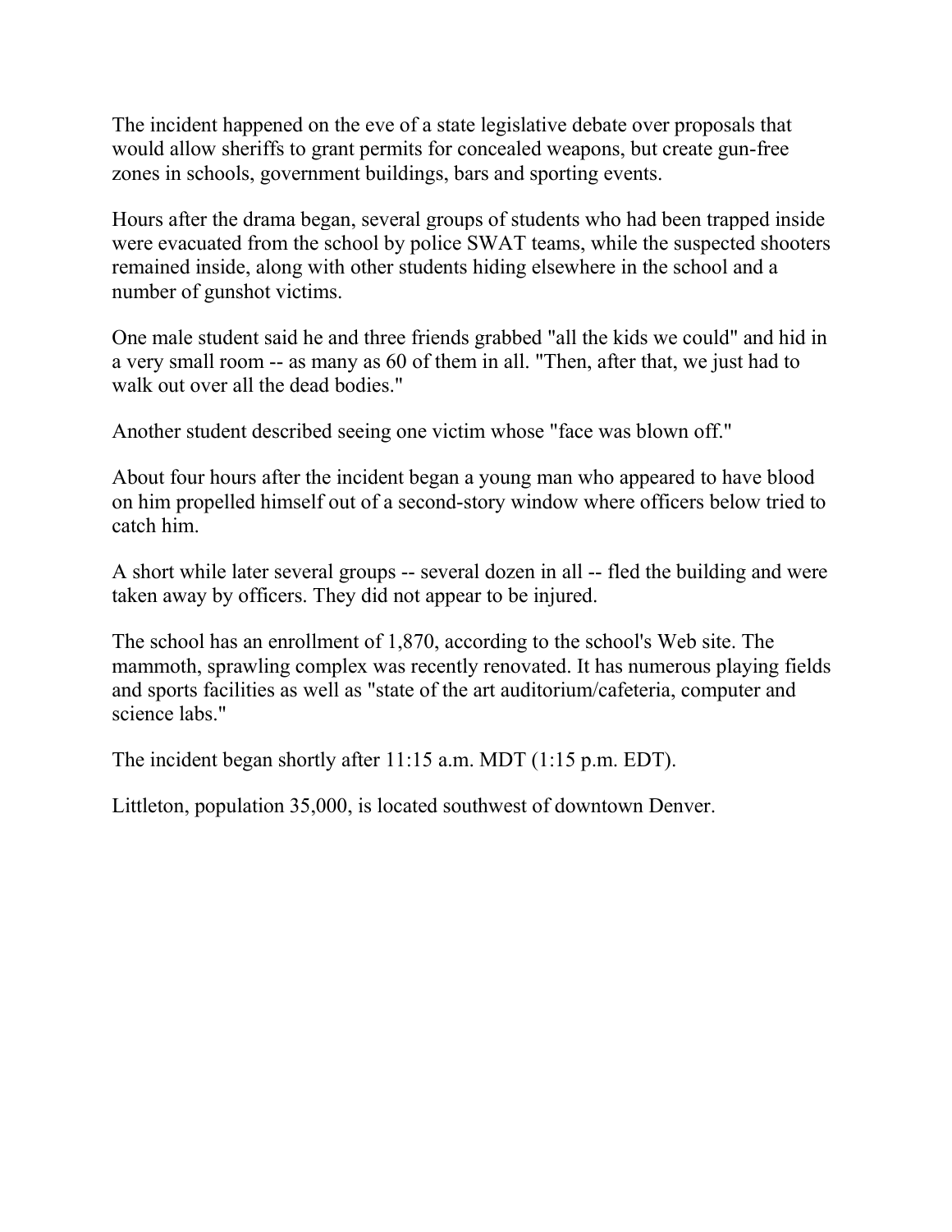The incident happened on the eve of a state legislative debate over proposals that would allow sheriffs to grant permits for concealed weapons, but create gun-free zones in schools, government buildings, bars and sporting events.

Hours after the drama began, several groups of students who had been trapped inside were evacuated from the school by police SWAT teams, while the suspected shooters remained inside, along with other students hiding elsewhere in the school and a number of gunshot victims.

One male student said he and three friends grabbed "all the kids we could" and hid in a very small room -- as many as 60 of them in all. "Then, after that, we just had to walk out over all the dead bodies."

Another student described seeing one victim whose "face was blown off."

About four hours after the incident began a young man who appeared to have blood on him propelled himself out of a second-story window where officers below tried to catch him.

A short while later several groups -- several dozen in all -- fled the building and were taken away by officers. They did not appear to be injured.

The school has an enrollment of 1,870, according to the school's Web site. The mammoth, sprawling complex was recently renovated. It has numerous playing fields and sports facilities as well as "state of the art auditorium/cafeteria, computer and science labs."

The incident began shortly after 11:15 a.m. MDT (1:15 p.m. EDT).

Littleton, population 35,000, is located southwest of downtown Denver.